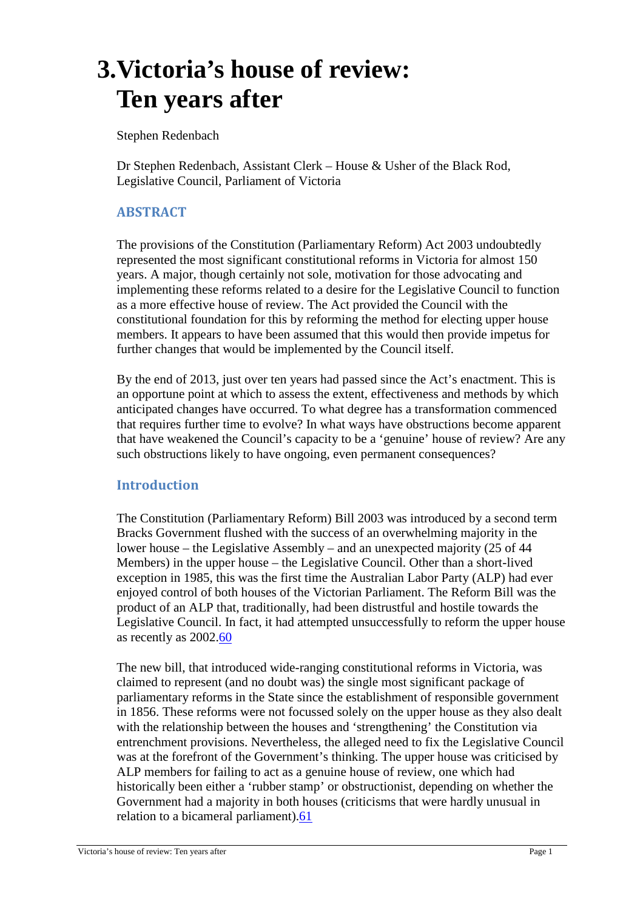# 3. Victoria's house of review: Ten years after

Stephen Redenbach

Dr Stephen Redenbach, Assistant Clerk – House & Usher of the Black Rod, Legislative Council, Parliament of Victoria

## ABSTRACT

The provisions of the Constitution (Parliamentary Reform) Act 2003 undoubtedly represented the most significant constitutional reforms in Victoria for almost 150 years. A major, though certainly not sole, motivation for those advocating and implementing these reforms related to a desire for the Legislative Council to function as a more effective house of review. The Act provided the Council with the constitutional foundation for this by reforming the method for electing upper house members. It appears to have been assumed that this would then provide impetus for further changes that would be implemented by the Council itself.

By the end of 2013, just over ten years had passed since the Act's enactment. This is an opportune point at which to assess the extent, effectiveness and methods by which anticipated changes have occurred. To what degree has a transformation commenced that requires further time to evolve? In what ways have obstructions become apparent that have weakened the Council's capacity to be a 'genuine' house of review? Are any such obstructions likely to have ongoing, even permanent consequences?

## Introduction

The Constitution (Parliamentary Reform) Bill 2003 was introduced by a second term Bracks Government flushed with the success of an overwhelming majority in the lower house – the Legislative Assembly – and an unexpected majority (25 of 44 Members) in the upper house – the Legislative Council. Other than a short-lived exception in 1985, this was the first time the Australian Labor Party (ALP) had ever enjoyed control of both houses of the Victorian Parliament. The Reform Bill was the product of an ALP that, traditionally, had been distrustful and hostile towards the Legislative Council. In fact, it had attempted unsuccessfully to reform the upper house as recently as 2002.[60]

The new bill, that introduced wide-ranging constitutional reforms in Victoria, was claimed to represent (and no doubt was) the single most significant package of parliamentary reforms in the State since the establishment of responsible government in 1856. These reforms were not focussed solely on the upper house as they also dealt with the relationship between the houses and 'strengthening' the Constitution via entrenchment provisions. Nevertheless, the alleged need to fix the Legislative Council was at the forefront of the Government's thinking. The upper house was criticised by ALP members for failing to act as a genuine house of review, one which had historically been either a 'rubber stamp' or obstructionist, depending on whether the Government had a majority in both houses (criticisms that were hardly unusual in relation to a bicameral parliament).[61]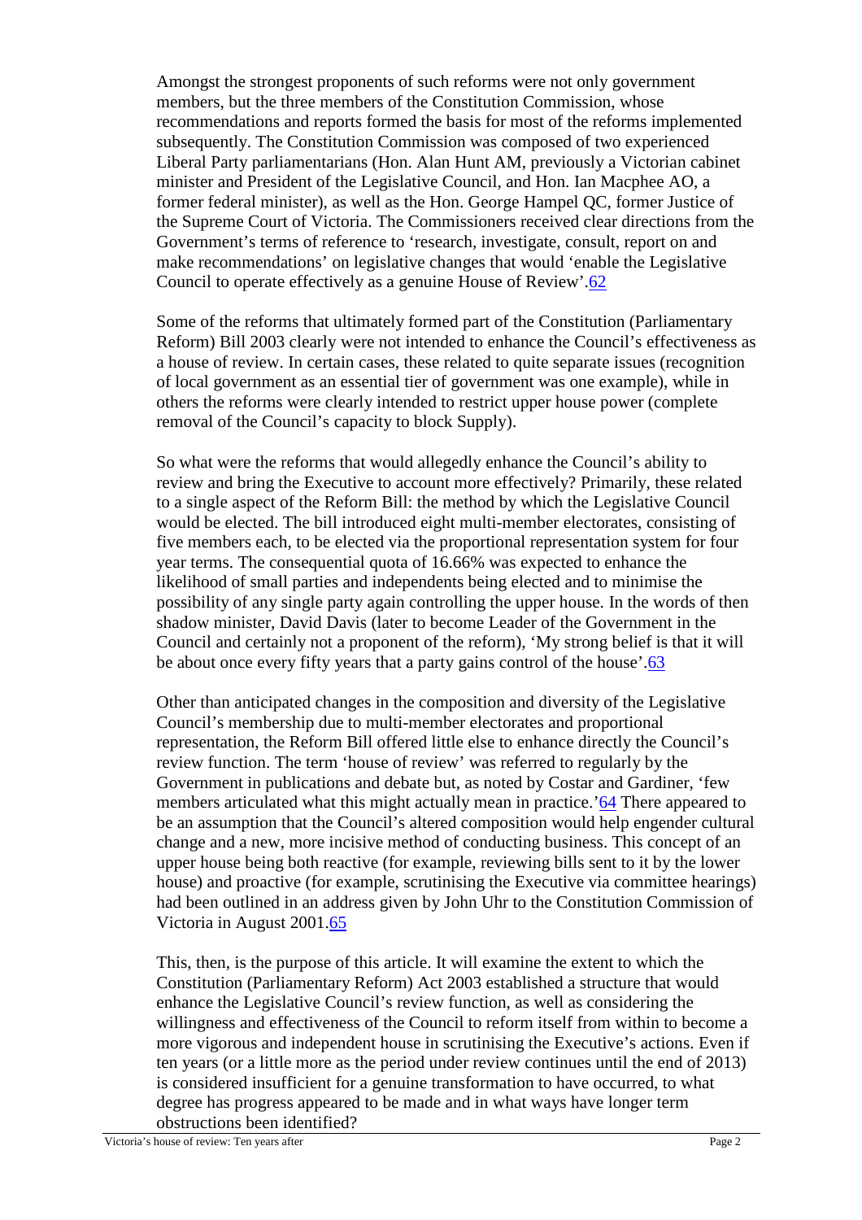Amongst the strongest proponents of such reforms were not only government members, but the three members of the Constitution Commission, whose recommendations and reports formed the basis for most of the reforms implemented subsequently. The Constitution Commission was composed of two experienced Liberal Party parliamentarians (Hon. Alan Hunt AM, previously a Victorian cabinet minister and President of the Legislative Council, and Hon. Ian Macphee AO, a former federal minister), as well as the Hon. George Hampel QC, former Justice of the Supreme Court of Victoria. The Commissioners received clear directions from the Government's terms of reference to 'research, investigate, consult, report on and make recommendations' on legislative changes that would 'enable the Legislative Council to operate effectively as a genuine House of Review'.[62]

Some of the reforms that ultimately formed part of the Constitution (Parliamentary Reform) Bill 2003 clearly were not intended to enhance the Council's effectiveness as a house of review. In certain cases, these related to quite separate issues (recognition of local government as an essential tier of government was one example), while in others the reforms were clearly intended to restrict upper house power (complete removal of the Council's capacity to block Supply).

So what were the reforms that would allegedly enhance the Council's ability to review and bring the Executive to account more effectively? Primarily, these related to a single aspect of the Reform Bill: the method by which the Legislative Council would be elected. The bill introduced eight multi-member electorates, consisting of five members each, to be elected via the proportional representation system for four year terms. The consequential quota of 16.66% was expected to enhance the likelihood of small parties and independents being elected and to minimise the possibility of any single party again controlling the upper house. In the words of then shadow minister, David Davis (later to become Leader of the Government in the Council and certainly not a proponent of the reform), 'My strong belief is that it will be about once every fifty years that a party gains control of the house'.[63]

Other than anticipated changes in the composition and diversity of the Legislative Council's membership due to multi-member electorates and proportional representation, the Reform Bill offered little else to enhance directly the Council's review function. The term 'house of review' was referred to regularly by the Government in publications and debate but, as noted by Costar and Gardiner, 'few members articulated what this might actually mean in practice.'[64] There appeared to be an assumption that the Council's altered composition would help engender cultural change and a new, more incisive method of conducting business. This concept of an upper house being both reactive (for example, reviewing bills sent to it by the lower house) and proactive (for example, scrutinising the Executive via committee hearings) had been outlined in an address given by John Uhr to the Constitution Commission of Victoria in August 2001.[65]

This, then, is the purpose of this article. It will examine the extent to which the Constitution (Parliamentary Reform) Act 2003 established a structure that would enhance the Legislative Council's review function, as well as considering the willingness and effectiveness of the Council to reform itself from within to become a more vigorous and independent house in scrutinising the Executive's actions. Even if ten years (or a little more as the period under review continues until the end of 2013) is considered insufficient for a genuine transformation to have occurred, to what degree has progress appeared to be made and in what ways have longer term obstructions been identified?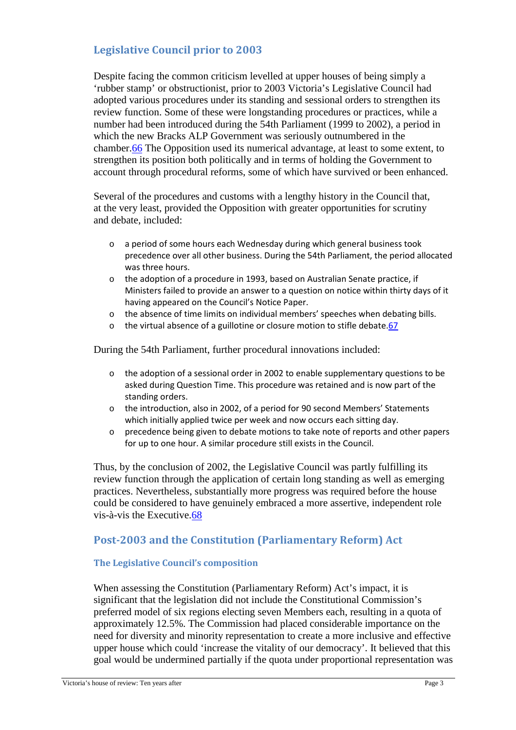## Legislative Council prior to 2003

Despite facing the common criticism levelled at upper houses of being simply a 'rubber stamp' or obstructionist, prior to 2003 Victoria's Legislative Council had adopted various procedures under its standing and sessional orders to strengthen its review function. Some of these were longstanding procedures or practices, while a number had been introduced during the 54th Parliament (1999 to 2002), a period in which the new Bracks ALP Government was seriously outnumbered in the chamber.[66] The Opposition used its numerical advantage, at least to some extent, to strengthen its position both politically and in terms of holding the Government to account through procedural reforms, some of which have survived or been enhanced.

Several of the procedures and customs with a lengthy history in the Council that, at the very least, provided the Opposition with greater opportunities for scrutiny and debate, included:

- a period of some hours each Wednesday during which general business took precedence over all other business. During the 54th Parliament, the period allocated was three hours.
- the adoption of a procedure in 1993, based on Australian Senate practice, if Ministers failed to provide an answer to a question on notice within thirty days of it having appeared on the Council's Notice Paper.
- the absence of time limits on individual members' speeches when debating bills.
- the virtual absence of a guillotine or closure motion to stifle debate.[67]

During the 54th Parliament, further procedural innovations included:

- the adoption of a sessional order in 2002 to enable supplementary questions to be asked during Question Time. This procedure was retained and is now part of the standing orders.
- the introduction, also in 2002, of a period for 90 second Members' Statements which initially applied twice per week and now occurs each sitting day.
- precedence being given to debate motions to take note of reports and other papers for up to one hour. A similar procedure still exists in the Council.

Thus, by the conclusion of 2002, the Legislative Council was partly fulfilling its review function through the application of certain long standing as well as emerging practices. Nevertheless, substantially more progress was required before the house could be considered to have genuinely embraced a more assertive, independent role vis-à-vis the Executive.[68]

## Post-2003 and the Constitution (Parliamentary Reform) Act

### The Legislative Council's composition

When assessing the Constitution (Parliamentary Reform) Act's impact, it is significant that the legislation did not include the Constitutional Commission's preferred model of six regions electing seven Members each, resulting in a quota of approximately 12.5%. The Commission had placed considerable importance on the need for diversity and minority representation to create a more inclusive and effective upper house which could 'increase the vitality of our democracy'. It believed that this goal would be undermined partially if the quota under proportional representation was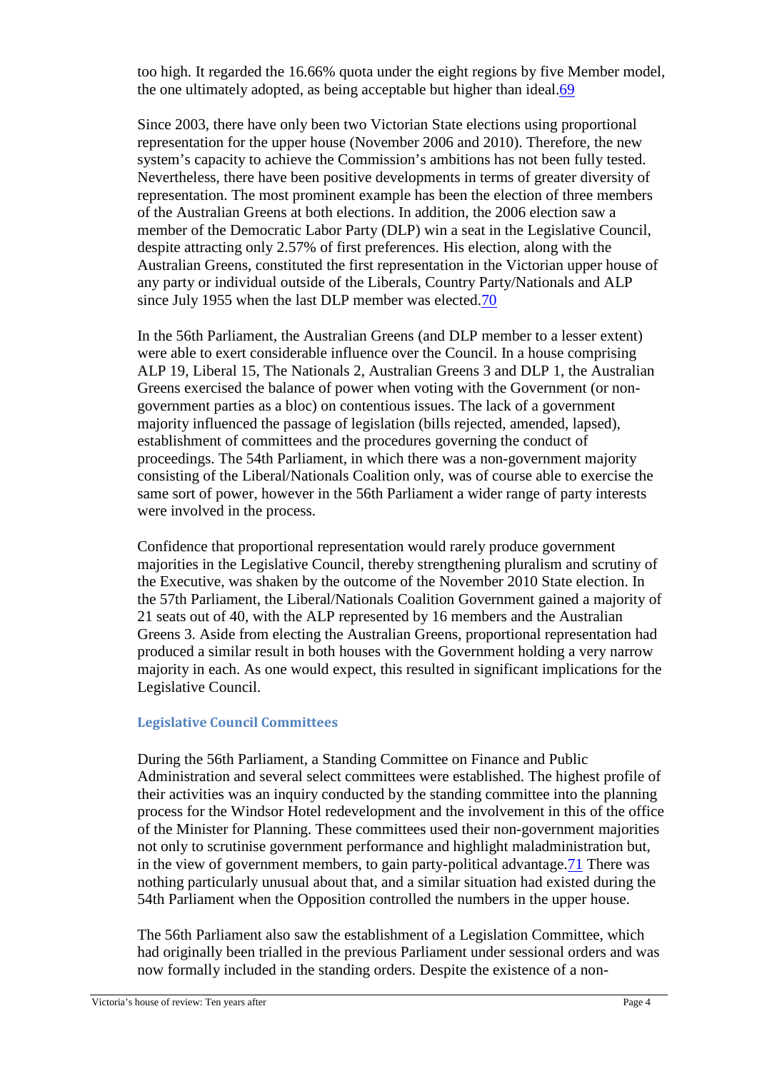too high. It regarded the 16.66% quota under the eight regions by five Member model, the one ultimately adopted, as being acceptable but higher than ideal.[69]

Since 2003, there have only been two Victorian State elections using proportional representation for the upper house (November 2006 and 2010). Therefore, the new system's capacity to achieve the Commission's ambitions has not been fully tested. Nevertheless, there have been positive developments in terms of greater diversity of representation. The most prominent example has been the election of three members of the Australian Greens at both elections. In addition, the 2006 election saw a member of the Democratic Labor Party (DLP) win a seat in the Legislative Council, despite attracting only 2.57% of first preferences. His election, along with the Australian Greens, constituted the first representation in the Victorian upper house of any party or individual outside of the Liberals, Country Party/Nationals and ALP since July 1955 when the last DLP member was elected.[70]

In the 56th Parliament, the Australian Greens (and DLP member to a lesser extent) were able to exert considerable influence over the Council. In a house comprising ALP 19, Liberal 15, The Nationals 2, Australian Greens 3 and DLP 1, the Australian Greens exercised the balance of power when voting with the Government (or non-government parties as a bloc) on contentious issues. The lack of a government majority influenced the passage of legislation (bills rejected, amended, lapsed), establishment of committees and the procedures governing the conduct of proceedings. The 54th Parliament, in which there was a non-government majority consisting of the Liberal/Nationals Coalition only, was of course able to exercise the same sort of power, however in the 56th Parliament a wider range of party interests were involved in the process.

Confidence that proportional representation would rarely produce government majorities in the Legislative Council, thereby strengthening pluralism and scrutiny of the Executive, was shaken by the outcome of the November 2010 State election. In the 57th Parliament, the Liberal/Nationals Coalition Government gained a majority of 21 seats out of 40, with the ALP represented by 16 members and the Australian Greens 3. Aside from electing the Australian Greens, proportional representation had produced a similar result in both houses with the Government holding a very narrow majority in each. As one would expect, this resulted in significant implications for the Legislative Council.

### Legislative Council Committees

During the 56th Parliament, a Standing Committee on Finance and Public Administration and several select committees were established. The highest profile of their activities was an inquiry conducted by the standing committee into the planning process for the Windsor Hotel redevelopment and the involvement in this of the office of the Minister for Planning. These committees used their non-government majorities not only to scrutinise government performance and highlight maladministration but, in the view of government members, to gain party-political advantage.[71] There was nothing particularly unusual about that, and a similar situation had existed during the 54th Parliament when the Opposition controlled the numbers in the upper house.

The 56th Parliament also saw the establishment of a Legislation Committee, which had originally been trialled in the previous Parliament under sessional orders and was now formally included in the standing orders. Despite the existence of a non-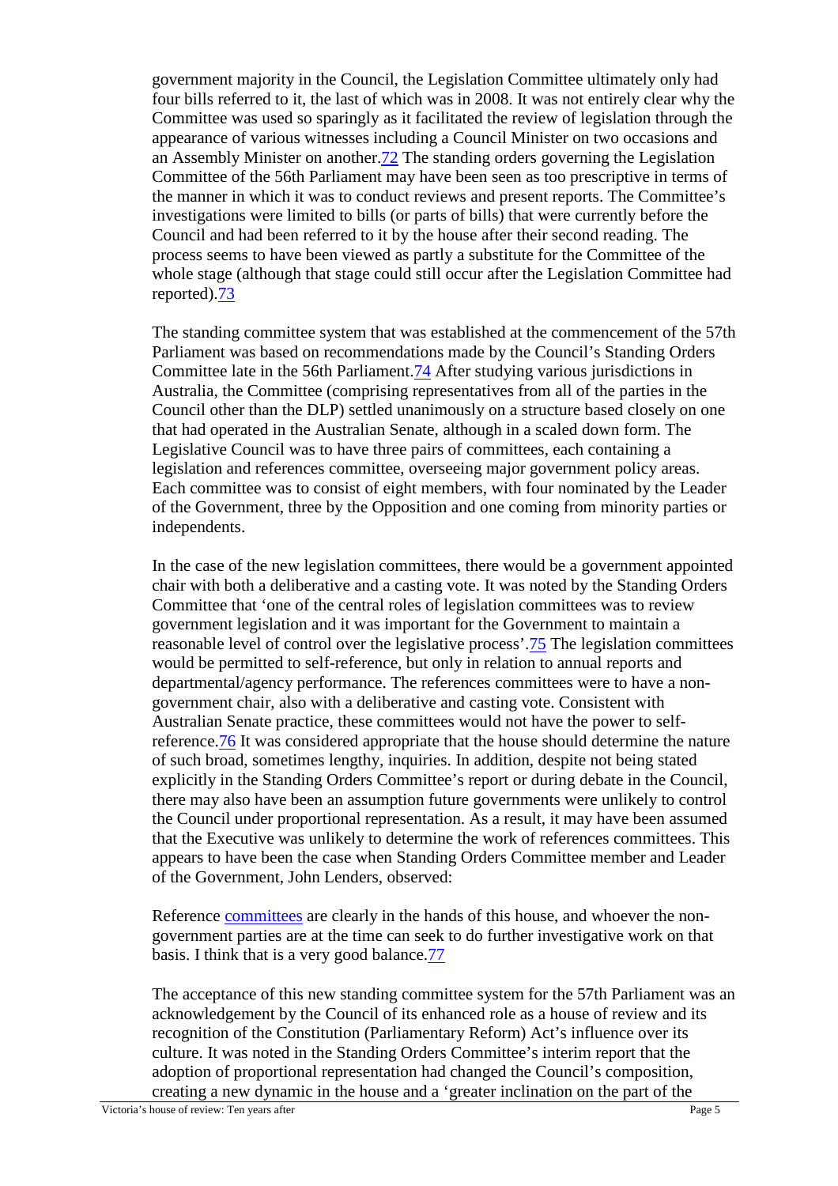government majority in the Council, the Legislation Committee ultimately only had four bills referred to it, the last of which was in 2008. It was not entirely clear why the Committee was used so sparingly as it facilitated the review of legislation through the appearance of various witnesses including a Council Minister on two occasions and an Assembly Minister on another.[72] The standing orders governing the Legislation Committee of the 56th Parliament may have been seen as too prescriptive in terms of the manner in which it was to conduct reviews and present reports. The Committee's investigations were limited to bills (or parts of bills) that were currently before the Council and had been referred to it by the house after their second reading. The process seems to have been viewed as partly a substitute for the Committee of the whole stage (although that stage could still occur after the Legislation Committee had reported).[73]

The standing committee system that was established at the commencement of the 57th Parliament was based on recommendations made by the Council's Standing Orders Committee late in the 56th Parliament.[74] After studying various jurisdictions in Australia, the Committee (comprising representatives from all of the parties in the Council other than the DLP) settled unanimously on a structure based closely on one that had operated in the Australian Senate, although in a scaled down form. The Legislative Council was to have three pairs of committees, each containing a legislation and references committee, overseeing major government policy areas. Each committee was to consist of eight members, with four nominated by the Leader of the Government, three by the Opposition and one coming from minority parties or independents.

In the case of the new legislation committees, there would be a government appointed chair with both a deliberative and a casting vote. It was noted by the Standing Orders Committee that 'one of the central roles of legislation committees was to review government legislation and it was important for the Government to maintain a reasonable level of control over the legislative process'.[75] The legislation committees would be permitted to self-reference, but only in relation to annual reports and departmental/agency performance. The references committees were to have a non-government chair, also with a deliberative and casting vote. Consistent with Australian Senate practice, these committees would not have the power to self-reference.[76] It was considered appropriate that the house should determine the nature of such broad, sometimes lengthy, inquiries. In addition, despite not being stated explicitly in the Standing Orders Committee's report or during debate in the Council, there may also have been an assumption future governments were unlikely to control the Council under proportional representation. As a result, it may have been assumed that the Executive was unlikely to determine the work of references committees. This appears to have been the case when Standing Orders Committee member and Leader of the Government, John Lenders, observed:

> Reference committees are clearly in the hands of this house, and whoever the non-government parties are at the time can seek to do further investigative work on that basis. I think that is a very good balance.[77]

The acceptance of this new standing committee system for the 57th Parliament was an acknowledgement by the Council of its enhanced role as a house of review and its recognition of the Constitution (Parliamentary Reform) Act's influence over its culture. It was noted in the Standing Orders Committee's interim report that the adoption of proportional representation had changed the Council's composition, creating a new dynamic in the house and a 'greater inclination on the part of the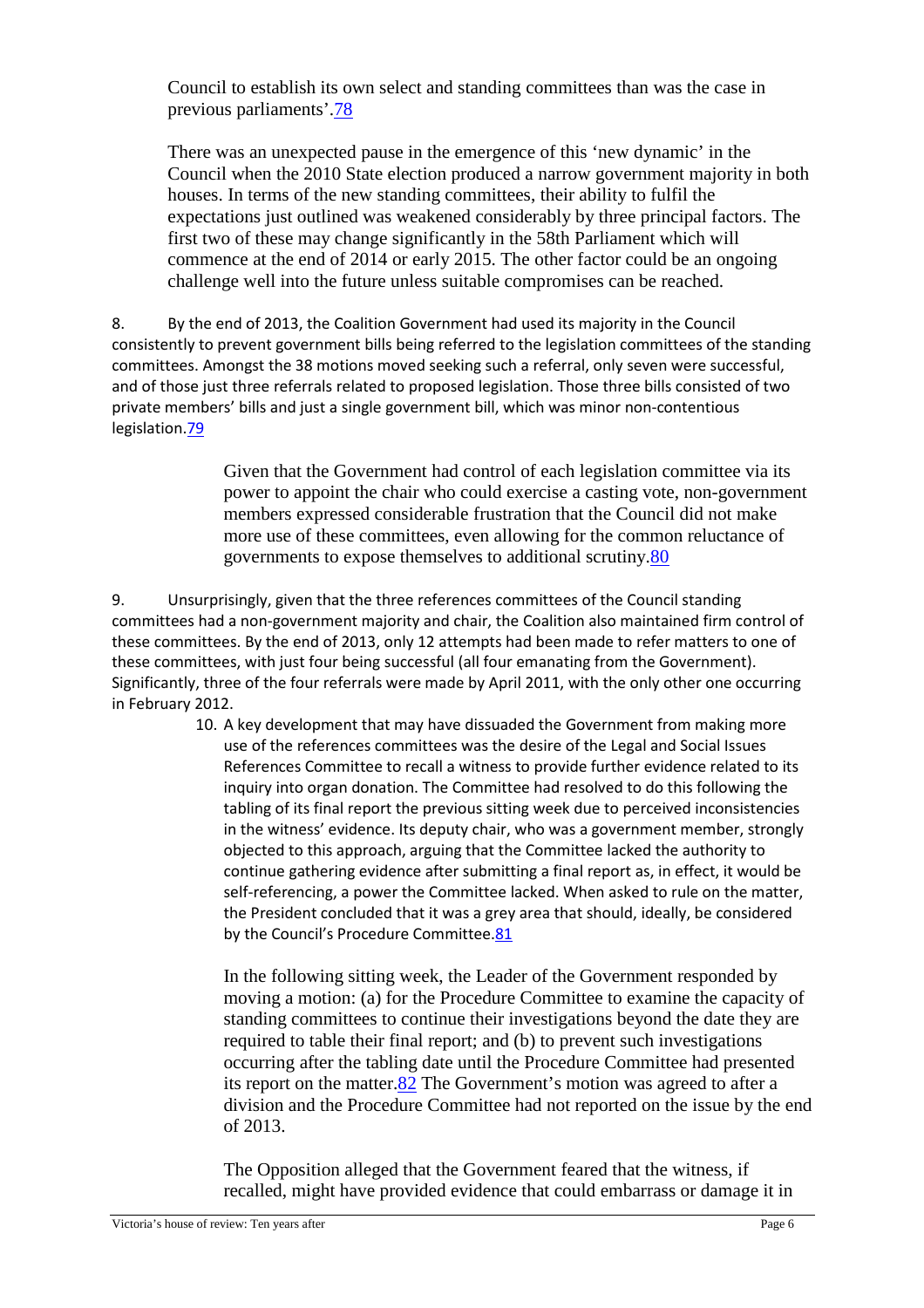Council to establish its own select and standing committees than was the case in previous parliaments'.78

There was an unexpected pause in the emergence of this 'new dynamic' in the Council when the 2010 State election produced a narrow government majority in both houses. In terms of the new standing committees, their ability to fulfil the expectations just outlined was weakened considerably by three principal factors. The first two of these may change significantly in the 58th Parliament which will commence at the end of 2014 or early 2015. The other factor could be an ongoing challenge well into the future unless suitable compromises can be reached.

8. By the end of 2013, the Coalition Government had used its majority in the Council consistently to prevent government bills being referred to the legislation committees of the standing committees. Amongst the 38 motions moved seeking such a referral, only seven were successful, and of those just three referrals related to proposed legislation. Those three bills consisted of two private members' bills and just a single government bill, which was minor non-contentious legislation.79

> Given that the Government had control of each legislation committee via its power to appoint the chair who could exercise a casting vote, non-government members expressed considerable frustration that the Council did not make more use of these committees, even allowing for the common reluctance of governments to expose themselves to additional scrutiny.80

9. Unsurprisingly, given that the three references committees of the Council standing committees had a non-government majority and chair, the Coalition also maintained firm control of these committees. By the end of 2013, only 12 attempts had been made to refer matters to one of these committees, with just four being successful (all four emanating from the Government). Significantly, three of the four referrals were made by April 2011, with the only other one occurring in February 2012.

10. A key development that may have dissuaded the Government from making more use of the references committees was the desire of the Legal and Social Issues References Committee to recall a witness to provide further evidence related to its inquiry into organ donation. The Committee had resolved to do this following the tabling of its final report the previous sitting week due to perceived inconsistencies in the witness' evidence. Its deputy chair, who was a government member, strongly objected to this approach, arguing that the Committee lacked the authority to continue gathering evidence after submitting a final report as, in effect, it would be self-referencing, a power the Committee lacked. When asked to rule on the matter, the President concluded that it was a grey area that should, ideally, be considered by the Council's Procedure Committee.81

> In the following sitting week, the Leader of the Government responded by moving a motion: (a) for the Procedure Committee to examine the capacity of standing committees to continue their investigations beyond the date they are required to table their final report; and (b) to prevent such investigations occurring after the tabling date until the Procedure Committee had presented its report on the matter.82 The Government's motion was agreed to after a division and the Procedure Committee had not reported on the issue by the end of 2013.
>
> The Opposition alleged that the Government feared that the witness, if recalled, might have provided evidence that could embarrass or damage it in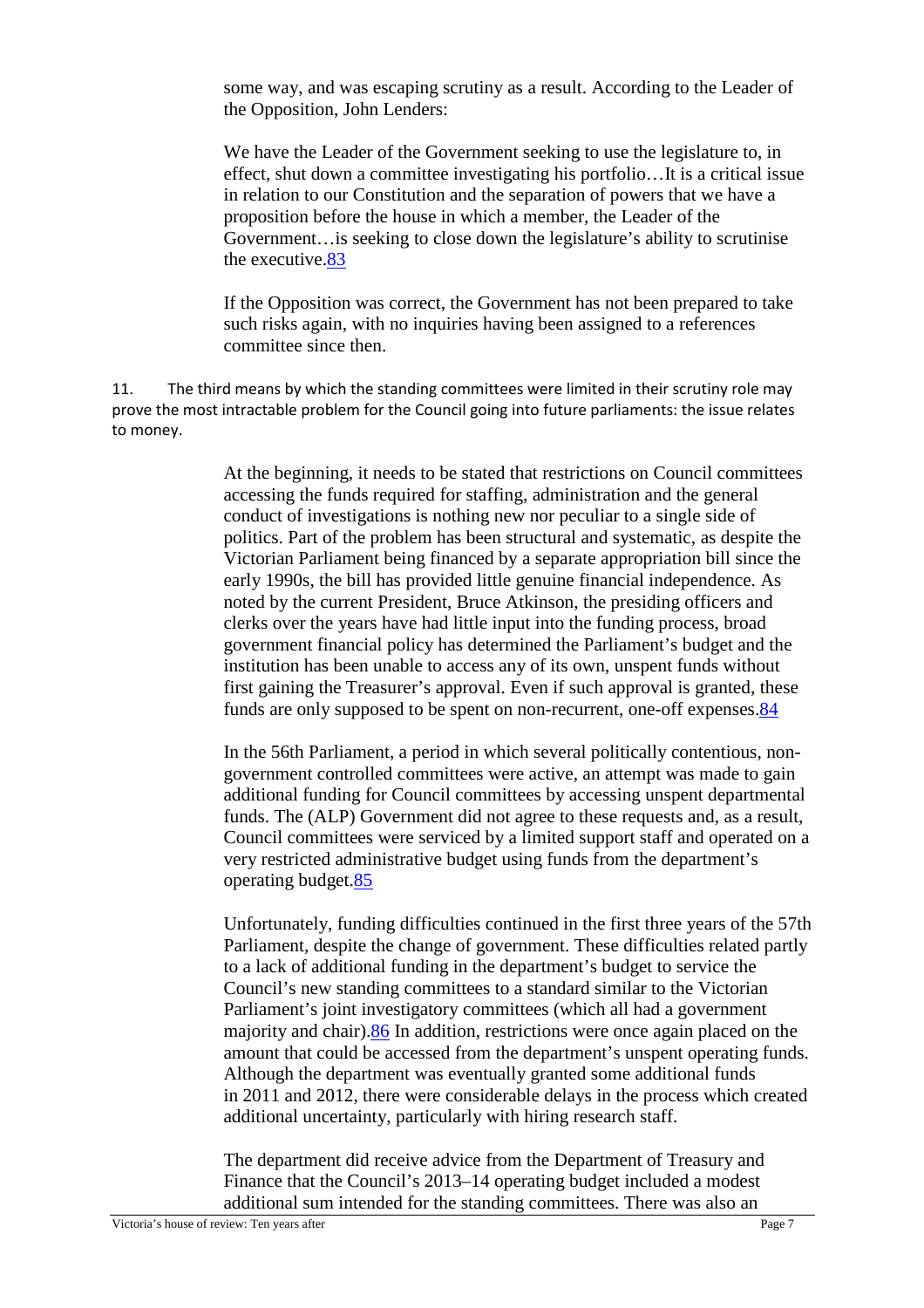some way, and was escaping scrutiny as a result. According to the Leader of the Opposition, John Lenders:

> We have the Leader of the Government seeking to use the legislature to, in effect, shut down a committee investigating his portfolio…It is a critical issue in relation to our Constitution and the separation of powers that we have a proposition before the house in which a member, the Leader of the Government…is seeking to close down the legislature's ability to scrutinise the executive.[83]

If the Opposition was correct, the Government has not been prepared to take such risks again, with no inquiries having been assigned to a references committee since then.

11. The third means by which the standing committees were limited in their scrutiny role may prove the most intractable problem for the Council going into future parliaments: the issue relates to money.

At the beginning, it needs to be stated that restrictions on Council committees accessing the funds required for staffing, administration and the general conduct of investigations is nothing new nor peculiar to a single side of politics. Part of the problem has been structural and systematic, as despite the Victorian Parliament being financed by a separate appropriation bill since the early 1990s, the bill has provided little genuine financial independence. As noted by the current President, Bruce Atkinson, the presiding officers and clerks over the years have had little input into the funding process, broad government financial policy has determined the Parliament's budget and the institution has been unable to access any of its own, unspent funds without first gaining the Treasurer's approval. Even if such approval is granted, these funds are only supposed to be spent on non-recurrent, one-off expenses.[84]

In the 56th Parliament, a period in which several politically contentious, non-government controlled committees were active, an attempt was made to gain additional funding for Council committees by accessing unspent departmental funds. The (ALP) Government did not agree to these requests and, as a result, Council committees were serviced by a limited support staff and operated on a very restricted administrative budget using funds from the department's operating budget.[85]

Unfortunately, funding difficulties continued in the first three years of the 57th Parliament, despite the change of government. These difficulties related partly to a lack of additional funding in the department's budget to service the Council's new standing committees to a standard similar to the Victorian Parliament's joint investigatory committees (which all had a government majority and chair).[86] In addition, restrictions were once again placed on the amount that could be accessed from the department's unspent operating funds. Although the department was eventually granted some additional funds in 2011 and 2012, there were considerable delays in the process which created additional uncertainty, particularly with hiring research staff.

The department did receive advice from the Department of Treasury and Finance that the Council's 2013–14 operating budget included a modest additional sum intended for the standing committees. There was also an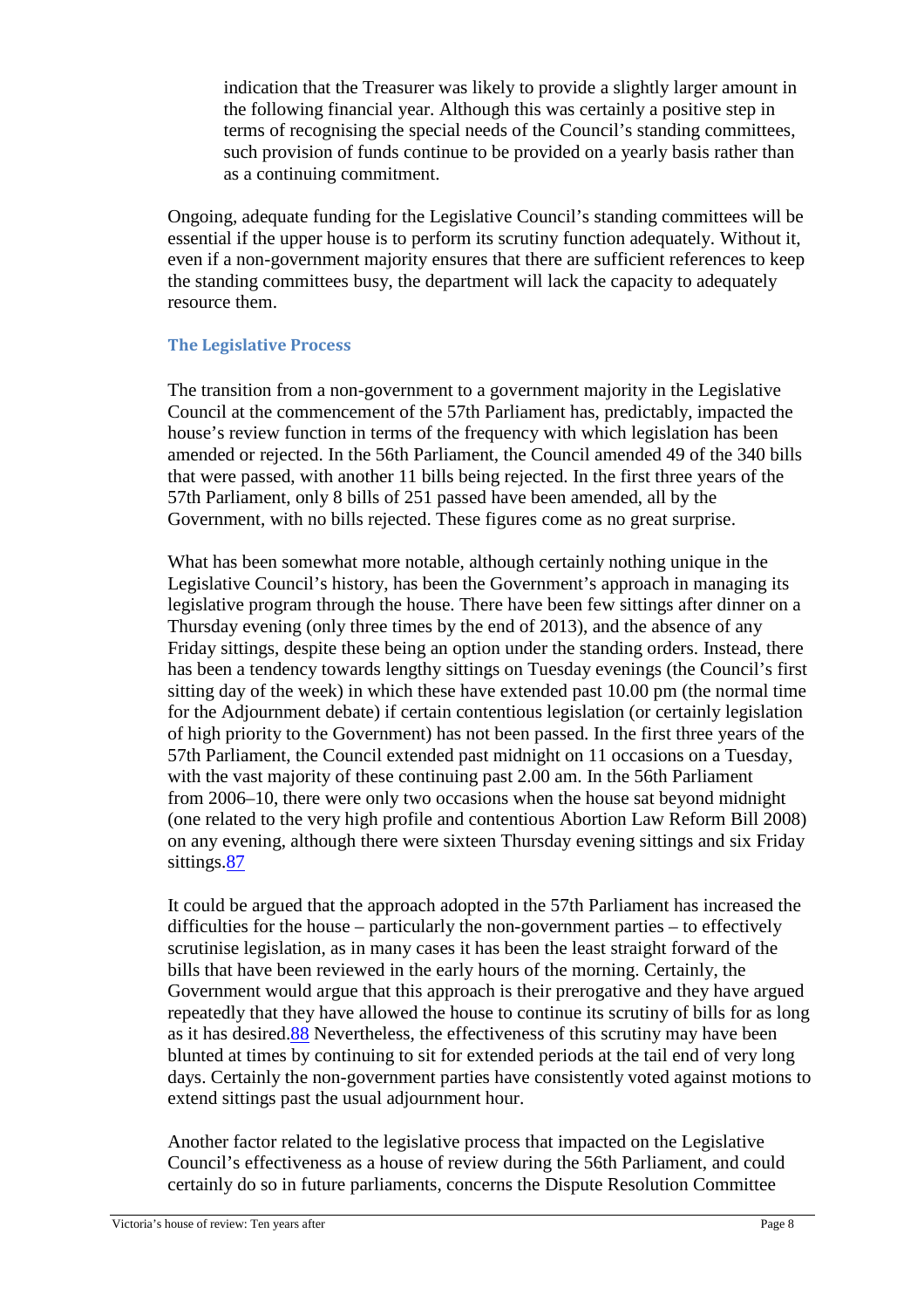> indication that the Treasurer was likely to provide a slightly larger amount in the following financial year. Although this was certainly a positive step in terms of recognising the special needs of the Council's standing committees, such provision of funds continue to be provided on a yearly basis rather than as a continuing commitment.

Ongoing, adequate funding for the Legislative Council's standing committees will be essential if the upper house is to perform its scrutiny function adequately. Without it, even if a non-government majority ensures that there are sufficient references to keep the standing committees busy, the department will lack the capacity to adequately resource them.

### The Legislative Process

The transition from a non-government to a government majority in the Legislative Council at the commencement of the 57th Parliament has, predictably, impacted the house's review function in terms of the frequency with which legislation has been amended or rejected. In the 56th Parliament, the Council amended 49 of the 340 bills that were passed, with another 11 bills being rejected. In the first three years of the 57th Parliament, only 8 bills of 251 passed have been amended, all by the Government, with no bills rejected. These figures come as no great surprise.

What has been somewhat more notable, although certainly nothing unique in the Legislative Council's history, has been the Government's approach in managing its legislative program through the house. There have been few sittings after dinner on a Thursday evening (only three times by the end of 2013), and the absence of any Friday sittings, despite these being an option under the standing orders. Instead, there has been a tendency towards lengthy sittings on Tuesday evenings (the Council's first sitting day of the week) in which these have extended past 10.00 pm (the normal time for the Adjournment debate) if certain contentious legislation (or certainly legislation of high priority to the Government) has not been passed. In the first three years of the 57th Parliament, the Council extended past midnight on 11 occasions on a Tuesday, with the vast majority of these continuing past 2.00 am. In the 56th Parliament from 2006–10, there were only two occasions when the house sat beyond midnight (one related to the very high profile and contentious Abortion Law Reform Bill 2008) on any evening, although there were sixteen Thursday evening sittings and six Friday sittings.[87]

It could be argued that the approach adopted in the 57th Parliament has increased the difficulties for the house – particularly the non-government parties – to effectively scrutinise legislation, as in many cases it has been the least straight forward of the bills that have been reviewed in the early hours of the morning. Certainly, the Government would argue that this approach is their prerogative and they have argued repeatedly that they have allowed the house to continue its scrutiny of bills for as long as it has desired.[88] Nevertheless, the effectiveness of this scrutiny may have been blunted at times by continuing to sit for extended periods at the tail end of very long days. Certainly the non-government parties have consistently voted against motions to extend sittings past the usual adjournment hour.

Another factor related to the legislative process that impacted on the Legislative Council's effectiveness as a house of review during the 56th Parliament, and could certainly do so in future parliaments, concerns the Dispute Resolution Committee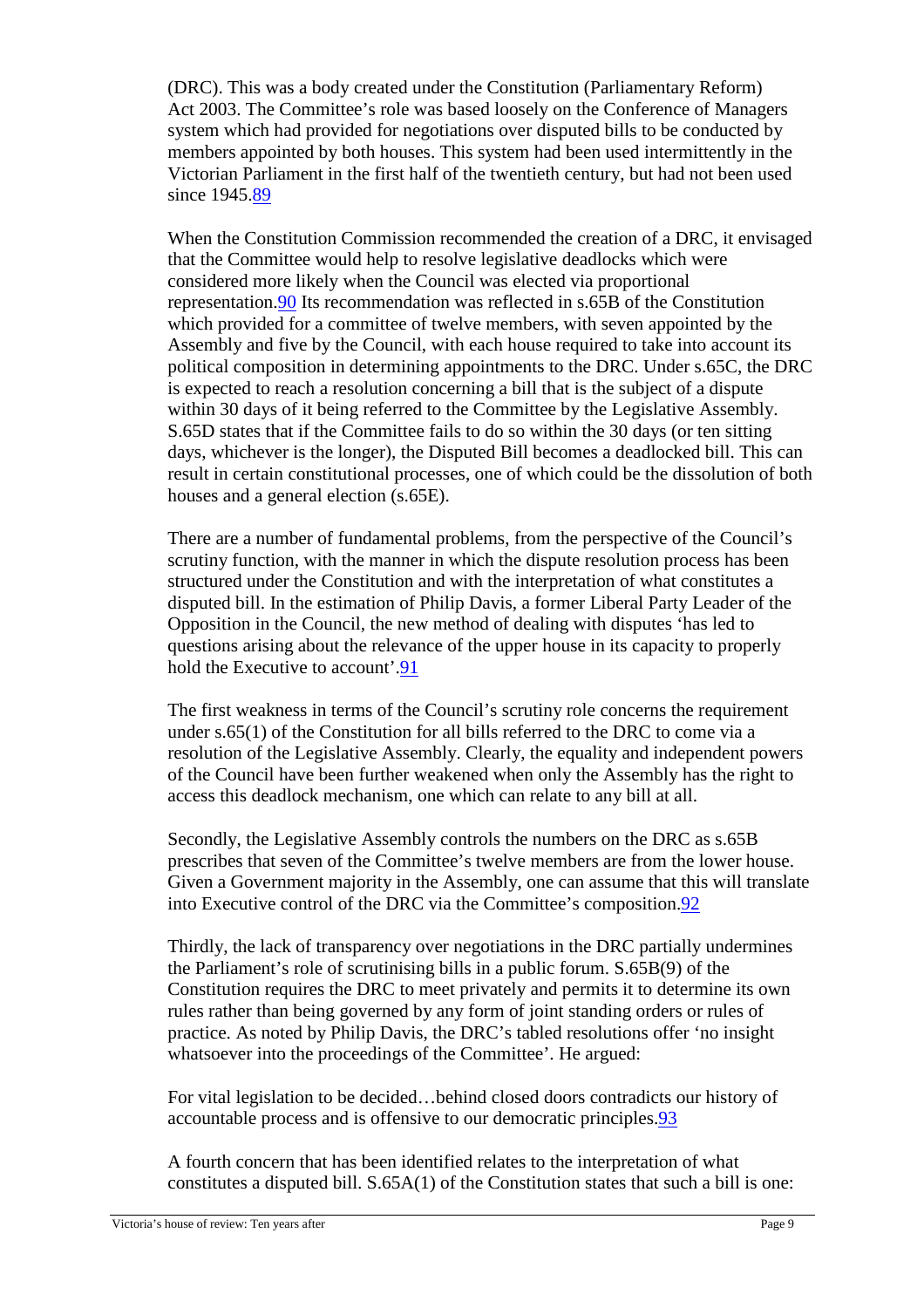(DRC). This was a body created under the Constitution (Parliamentary Reform) Act 2003. The Committee's role was based loosely on the Conference of Managers system which had provided for negotiations over disputed bills to be conducted by members appointed by both houses. This system had been used intermittently in the Victorian Parliament in the first half of the twentieth century, but had not been used since 1945.[89]

When the Constitution Commission recommended the creation of a DRC, it envisaged that the Committee would help to resolve legislative deadlocks which were considered more likely when the Council was elected via proportional representation.[90] Its recommendation was reflected in s.65B of the Constitution which provided for a committee of twelve members, with seven appointed by the Assembly and five by the Council, with each house required to take into account its political composition in determining appointments to the DRC. Under s.65C, the DRC is expected to reach a resolution concerning a bill that is the subject of a dispute within 30 days of it being referred to the Committee by the Legislative Assembly. S.65D states that if the Committee fails to do so within the 30 days (or ten sitting days, whichever is the longer), the Disputed Bill becomes a deadlocked bill. This can result in certain constitutional processes, one of which could be the dissolution of both houses and a general election (s.65E).

There are a number of fundamental problems, from the perspective of the Council's scrutiny function, with the manner in which the dispute resolution process has been structured under the Constitution and with the interpretation of what constitutes a disputed bill. In the estimation of Philip Davis, a former Liberal Party Leader of the Opposition in the Council, the new method of dealing with disputes 'has led to questions arising about the relevance of the upper house in its capacity to properly hold the Executive to account'.[91]

The first weakness in terms of the Council's scrutiny role concerns the requirement under s.65(1) of the Constitution for all bills referred to the DRC to come via a resolution of the Legislative Assembly. Clearly, the equality and independent powers of the Council have been further weakened when only the Assembly has the right to access this deadlock mechanism, one which can relate to any bill at all.

Secondly, the Legislative Assembly controls the numbers on the DRC as s.65B prescribes that seven of the Committee's twelve members are from the lower house. Given a Government majority in the Assembly, one can assume that this will translate into Executive control of the DRC via the Committee's composition.[92]

Thirdly, the lack of transparency over negotiations in the DRC partially undermines the Parliament's role of scrutinising bills in a public forum. S.65B(9) of the Constitution requires the DRC to meet privately and permits it to determine its own rules rather than being governed by any form of joint standing orders or rules of practice. As noted by Philip Davis, the DRC's tabled resolutions offer 'no insight whatsoever into the proceedings of the Committee'. He argued:

> For vital legislation to be decided…behind closed doors contradicts our history of accountable process and is offensive to our democratic principles.[93]

A fourth concern that has been identified relates to the interpretation of what constitutes a disputed bill. S.65A(1) of the Constitution states that such a bill is one: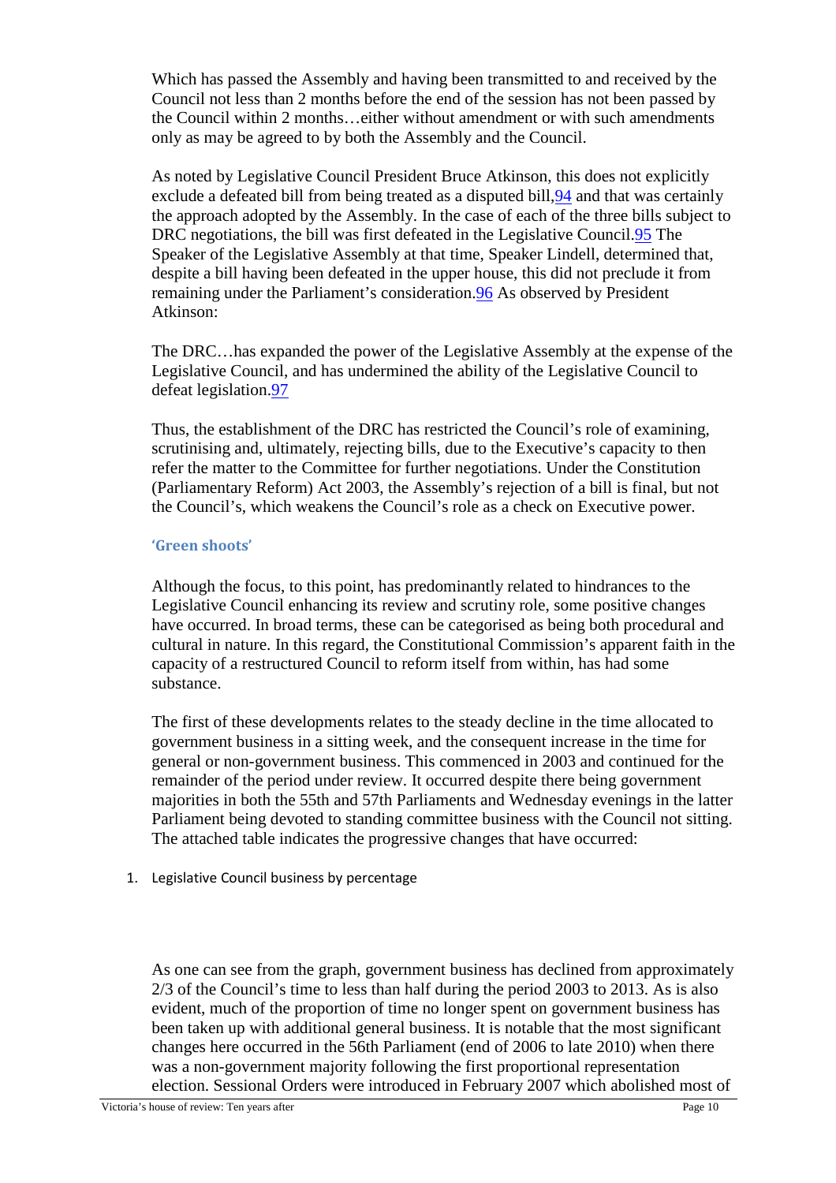Which has passed the Assembly and having been transmitted to and received by the Council not less than 2 months before the end of the session has not been passed by the Council within 2 months…either without amendment or with such amendments only as may be agreed to by both the Assembly and the Council.

As noted by Legislative Council President Bruce Atkinson, this does not explicitly exclude a defeated bill from being treated as a disputed bill,[94] and that was certainly the approach adopted by the Assembly. In the case of each of the three bills subject to DRC negotiations, the bill was first defeated in the Legislative Council.[95] The Speaker of the Legislative Assembly at that time, Speaker Lindell, determined that, despite a bill having been defeated in the upper house, this did not preclude it from remaining under the Parliament's consideration.[96] As observed by President Atkinson:

The DRC…has expanded the power of the Legislative Assembly at the expense of the Legislative Council, and has undermined the ability of the Legislative Council to defeat legislation.[97]

Thus, the establishment of the DRC has restricted the Council's role of examining, scrutinising and, ultimately, rejecting bills, due to the Executive's capacity to then refer the matter to the Committee for further negotiations. Under the Constitution (Parliamentary Reform) Act 2003, the Assembly's rejection of a bill is final, but not the Council's, which weakens the Council's role as a check on Executive power.

### 'Green shoots'

Although the focus, to this point, has predominantly related to hindrances to the Legislative Council enhancing its review and scrutiny role, some positive changes have occurred. In broad terms, these can be categorised as being both procedural and cultural in nature. In this regard, the Constitutional Commission's apparent faith in the capacity of a restructured Council to reform itself from within, has had some substance.

The first of these developments relates to the steady decline in the time allocated to government business in a sitting week, and the consequent increase in the time for general or non-government business. This commenced in 2003 and continued for the remainder of the period under review. It occurred despite there being government majorities in both the 55th and 57th Parliaments and Wednesday evenings in the latter Parliament being devoted to standing committee business with the Council not sitting. The attached table indicates the progressive changes that have occurred:

1. Legislative Council business by percentage

As one can see from the graph, government business has declined from approximately 2/3 of the Council's time to less than half during the period 2003 to 2013. As is also evident, much of the proportion of time no longer spent on government business has been taken up with additional general business. It is notable that the most significant changes here occurred in the 56th Parliament (end of 2006 to late 2010) when there was a non-government majority following the first proportional representation election. Sessional Orders were introduced in February 2007 which abolished most of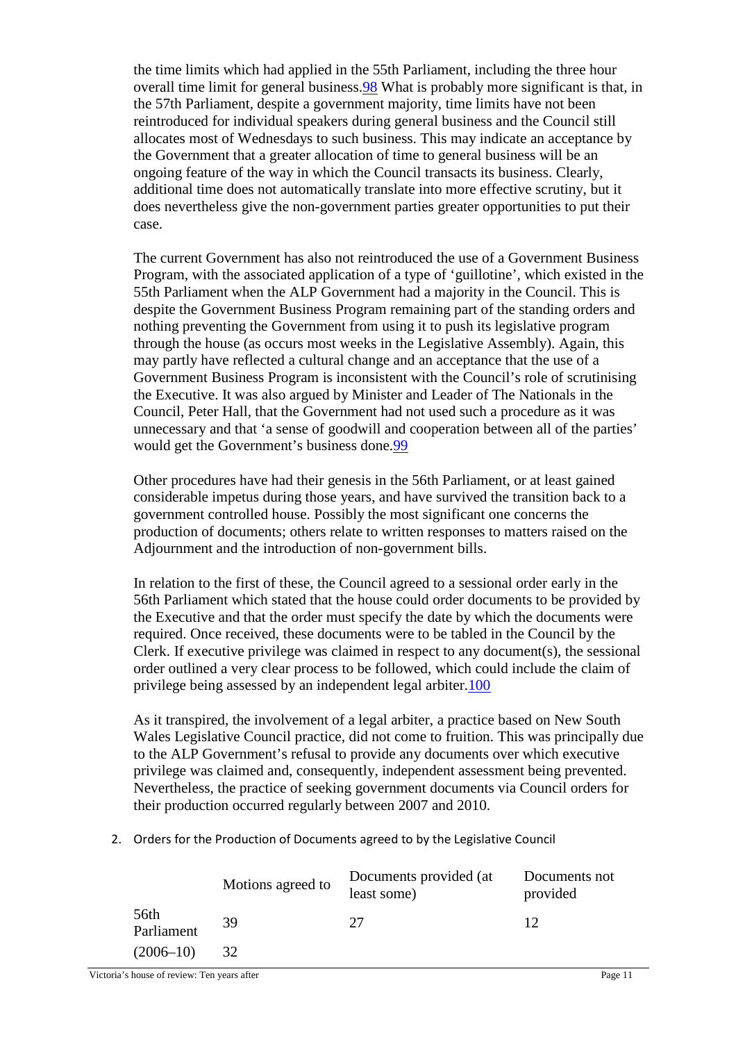the time limits which had applied in the 55th Parliament, including the three hour overall time limit for general business.[98] What is probably more significant is that, in the 57th Parliament, despite a government majority, time limits have not been reintroduced for individual speakers during general business and the Council still allocates most of Wednesdays to such business. This may indicate an acceptance by the Government that a greater allocation of time to general business will be an ongoing feature of the way in which the Council transacts its business. Clearly, additional time does not automatically translate into more effective scrutiny, but it does nevertheless give the non-government parties greater opportunities to put their case.

The current Government has also not reintroduced the use of a Government Business Program, with the associated application of a type of 'guillotine', which existed in the 55th Parliament when the ALP Government had a majority in the Council. This is despite the Government Business Program remaining part of the standing orders and nothing preventing the Government from using it to push its legislative program through the house (as occurs most weeks in the Legislative Assembly). Again, this may partly have reflected a cultural change and an acceptance that the use of a Government Business Program is inconsistent with the Council's role of scrutinising the Executive. It was also argued by Minister and Leader of The Nationals in the Council, Peter Hall, that the Government had not used such a procedure as it was unnecessary and that 'a sense of goodwill and cooperation between all of the parties' would get the Government's business done.[99]

Other procedures have had their genesis in the 56th Parliament, or at least gained considerable impetus during those years, and have survived the transition back to a government controlled house. Possibly the most significant one concerns the production of documents; others relate to written responses to matters raised on the Adjournment and the introduction of non-government bills.

In relation to the first of these, the Council agreed to a sessional order early in the 56th Parliament which stated that the house could order documents to be provided by the Executive and that the order must specify the date by which the documents were required. Once received, these documents were to be tabled in the Council by the Clerk. If executive privilege was claimed in respect to any document(s), the sessional order outlined a very clear process to be followed, which could include the claim of privilege being assessed by an independent legal arbiter.[100]

As it transpired, the involvement of a legal arbiter, a practice based on New South Wales Legislative Council practice, did not come to fruition. This was principally due to the ALP Government's refusal to provide any documents over which executive privilege was claimed and, consequently, independent assessment being prevented. Nevertheless, the practice of seeking government documents via Council orders for their production occurred regularly between 2007 and 2010.

2. Orders for the Production of Documents agreed to by the Legislative Council

| | Motions agreed to | Documents provided (at least some) | Documents not provided |
|---|---|---|---|
| 56th Parliament | 39 | 27 | 12 |
| (2006–10) | 32 | | |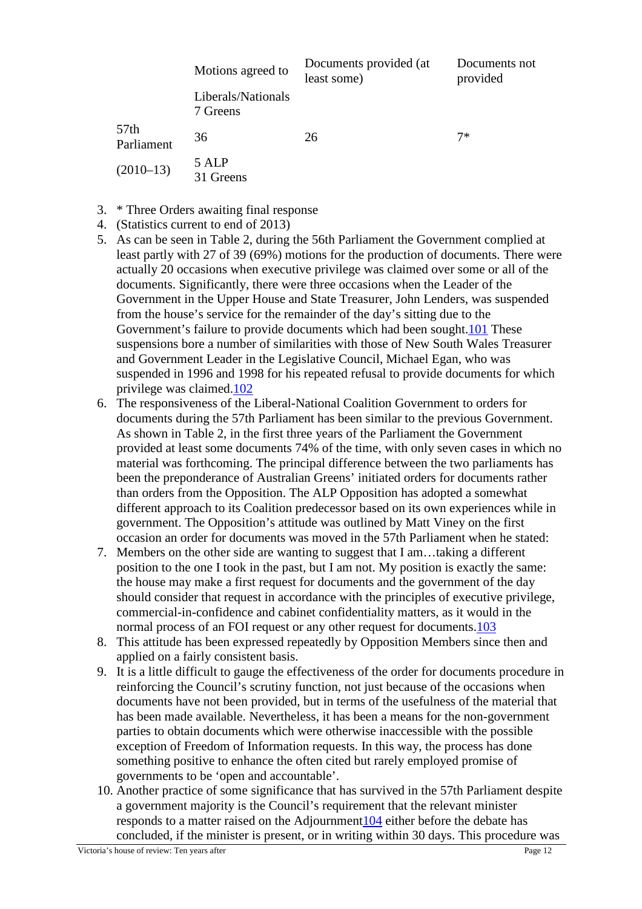| | Motions agreed to | Documents provided (at least some) | Documents not provided |
|---|---|---|---|
| | Liberals/Nationals 7 Greens | | |
| 57th Parliament | 36 | 26 | 7* |
| (2010–13) | 5 ALP 31 Greens | | |

3. * Three Orders awaiting final response
4. (Statistics current to end of 2013)
5. As can be seen in Table 2, during the 56th Parliament the Government complied at least partly with 27 of 39 (69%) motions for the production of documents. There were actually 20 occasions when executive privilege was claimed over some or all of the documents. Significantly, there were three occasions when the Leader of the Government in the Upper House and State Treasurer, John Lenders, was suspended from the house's service for the remainder of the day's sitting due to the Government's failure to provide documents which had been sought.[101] These suspensions bore a number of similarities with those of New South Wales Treasurer and Government Leader in the Legislative Council, Michael Egan, who was suspended in 1996 and 1998 for his repeated refusal to provide documents for which privilege was claimed.[102]
6. The responsiveness of the Liberal-National Coalition Government to orders for documents during the 57th Parliament has been similar to the previous Government. As shown in Table 2, in the first three years of the Parliament the Government provided at least some documents 74% of the time, with only seven cases in which no material was forthcoming. The principal difference between the two parliaments has been the preponderance of Australian Greens' initiated orders for documents rather than orders from the Opposition. The ALP Opposition has adopted a somewhat different approach to its Coalition predecessor based on its own experiences while in government. The Opposition's attitude was outlined by Matt Viney on the first occasion an order for documents was moved in the 57th Parliament when he stated:
7. Members on the other side are wanting to suggest that I am…taking a different position to the one I took in the past, but I am not. My position is exactly the same: the house may make a first request for documents and the government of the day should consider that request in accordance with the principles of executive privilege, commercial-in-confidence and cabinet confidentiality matters, as it would in the normal process of an FOI request or any other request for documents.[103]
8. This attitude has been expressed repeatedly by Opposition Members since then and applied on a fairly consistent basis.
9. It is a little difficult to gauge the effectiveness of the order for documents procedure in reinforcing the Council's scrutiny function, not just because of the occasions when documents have not been provided, but in terms of the usefulness of the material that has been made available. Nevertheless, it has been a means for the non-government parties to obtain documents which were otherwise inaccessible with the possible exception of Freedom of Information requests. In this way, the process has done something positive to enhance the often cited but rarely employed promise of governments to be 'open and accountable'.
10. Another practice of some significance that has survived in the 57th Parliament despite a government majority is the Council's requirement that the relevant minister responds to a matter raised on the Adjournment[104] either before the debate has concluded, if the minister is present, or in writing within 30 days. This procedure was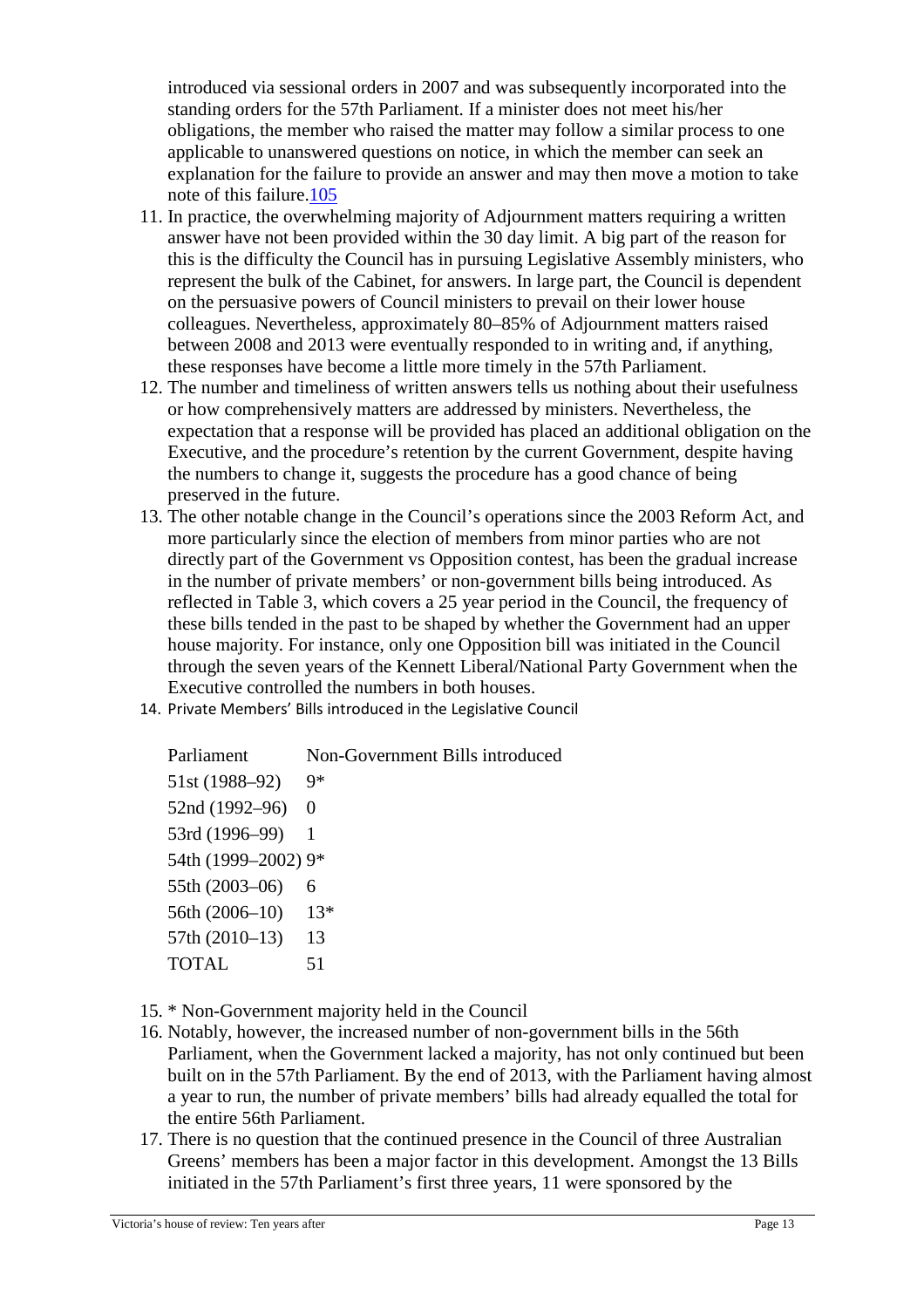introduced via sessional orders in 2007 and was subsequently incorporated into the standing orders for the 57th Parliament. If a minister does not meet his/her obligations, the member who raised the matter may follow a similar process to one applicable to unanswered questions on notice, in which the member can seek an explanation for the failure to provide an answer and may then move a motion to take note of this failure.105

11. In practice, the overwhelming majority of Adjournment matters requiring a written answer have not been provided within the 30 day limit. A big part of the reason for this is the difficulty the Council has in pursuing Legislative Assembly ministers, who represent the bulk of the Cabinet, for answers. In large part, the Council is dependent on the persuasive powers of Council ministers to prevail on their lower house colleagues. Nevertheless, approximately 80–85% of Adjournment matters raised between 2008 and 2013 were eventually responded to in writing and, if anything, these responses have become a little more timely in the 57th Parliament.
12. The number and timeliness of written answers tells us nothing about their usefulness or how comprehensively matters are addressed by ministers. Nevertheless, the expectation that a response will be provided has placed an additional obligation on the Executive, and the procedure's retention by the current Government, despite having the numbers to change it, suggests the procedure has a good chance of being preserved in the future.
13. The other notable change in the Council's operations since the 2003 Reform Act, and more particularly since the election of members from minor parties who are not directly part of the Government vs Opposition contest, has been the gradual increase in the number of private members' or non-government bills being introduced. As reflected in Table 3, which covers a 25 year period in the Council, the frequency of these bills tended in the past to be shaped by whether the Government had an upper house majority. For instance, only one Opposition bill was initiated in the Council through the seven years of the Kennett Liberal/National Party Government when the Executive controlled the numbers in both houses.
14. Private Members' Bills introduced in the Legislative Council

| Parliament | Non-Government Bills introduced |
|---|---|
| 51st (1988–92) | 9* |
| 52nd (1992–96) | 0 |
| 53rd (1996–99) | 1 |
| 54th (1999–2002) | 9* |
| 55th (2003–06) | 6 |
| 56th (2006–10) | 13* |
| 57th (2010–13) | 13 |
| TOTAL | 51 |

15. * Non-Government majority held in the Council
16. Notably, however, the increased number of non-government bills in the 56th Parliament, when the Government lacked a majority, has not only continued but been built on in the 57th Parliament. By the end of 2013, with the Parliament having almost a year to run, the number of private members' bills had already equalled the total for the entire 56th Parliament.
17. There is no question that the continued presence in the Council of three Australian Greens' members has been a major factor in this development. Amongst the 13 Bills initiated in the 57th Parliament's first three years, 11 were sponsored by the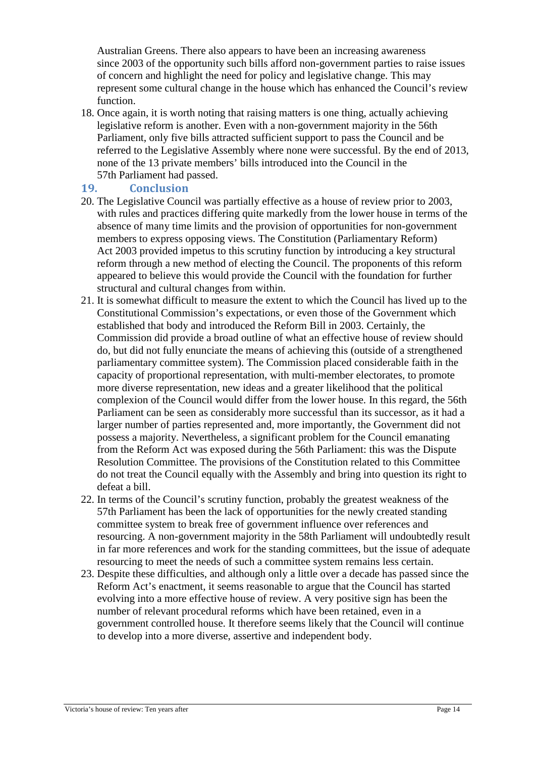Australian Greens. There also appears to have been an increasing awareness since 2003 of the opportunity such bills afford non-government parties to raise issues of concern and highlight the need for policy and legislative change. This may represent some cultural change in the house which has enhanced the Council's review function.

18. Once again, it is worth noting that raising matters is one thing, actually achieving legislative reform is another. Even with a non-government majority in the 56th Parliament, only five bills attracted sufficient support to pass the Council and be referred to the Legislative Assembly where none were successful. By the end of 2013, none of the 13 private members' bills introduced into the Council in the 57th Parliament had passed.

## 19. Conclusion

20. The Legislative Council was partially effective as a house of review prior to 2003, with rules and practices differing quite markedly from the lower house in terms of the absence of many time limits and the provision of opportunities for non-government members to express opposing views. The Constitution (Parliamentary Reform) Act 2003 provided impetus to this scrutiny function by introducing a key structural reform through a new method of electing the Council. The proponents of this reform appeared to believe this would provide the Council with the foundation for further structural and cultural changes from within.
21. It is somewhat difficult to measure the extent to which the Council has lived up to the Constitutional Commission's expectations, or even those of the Government which established that body and introduced the Reform Bill in 2003. Certainly, the Commission did provide a broad outline of what an effective house of review should do, but did not fully enunciate the means of achieving this (outside of a strengthened parliamentary committee system). The Commission placed considerable faith in the capacity of proportional representation, with multi-member electorates, to promote more diverse representation, new ideas and a greater likelihood that the political complexion of the Council would differ from the lower house. In this regard, the 56th Parliament can be seen as considerably more successful than its successor, as it had a larger number of parties represented and, more importantly, the Government did not possess a majority. Nevertheless, a significant problem for the Council emanating from the Reform Act was exposed during the 56th Parliament: this was the Dispute Resolution Committee. The provisions of the Constitution related to this Committee do not treat the Council equally with the Assembly and bring into question its right to defeat a bill.
22. In terms of the Council's scrutiny function, probably the greatest weakness of the 57th Parliament has been the lack of opportunities for the newly created standing committee system to break free of government influence over references and resourcing. A non-government majority in the 58th Parliament will undoubtedly result in far more references and work for the standing committees, but the issue of adequate resourcing to meet the needs of such a committee system remains less certain.
23. Despite these difficulties, and although only a little over a decade has passed since the Reform Act's enactment, it seems reasonable to argue that the Council has started evolving into a more effective house of review. A very positive sign has been the number of relevant procedural reforms which have been retained, even in a government controlled house. It therefore seems likely that the Council will continue to develop into a more diverse, assertive and independent body.